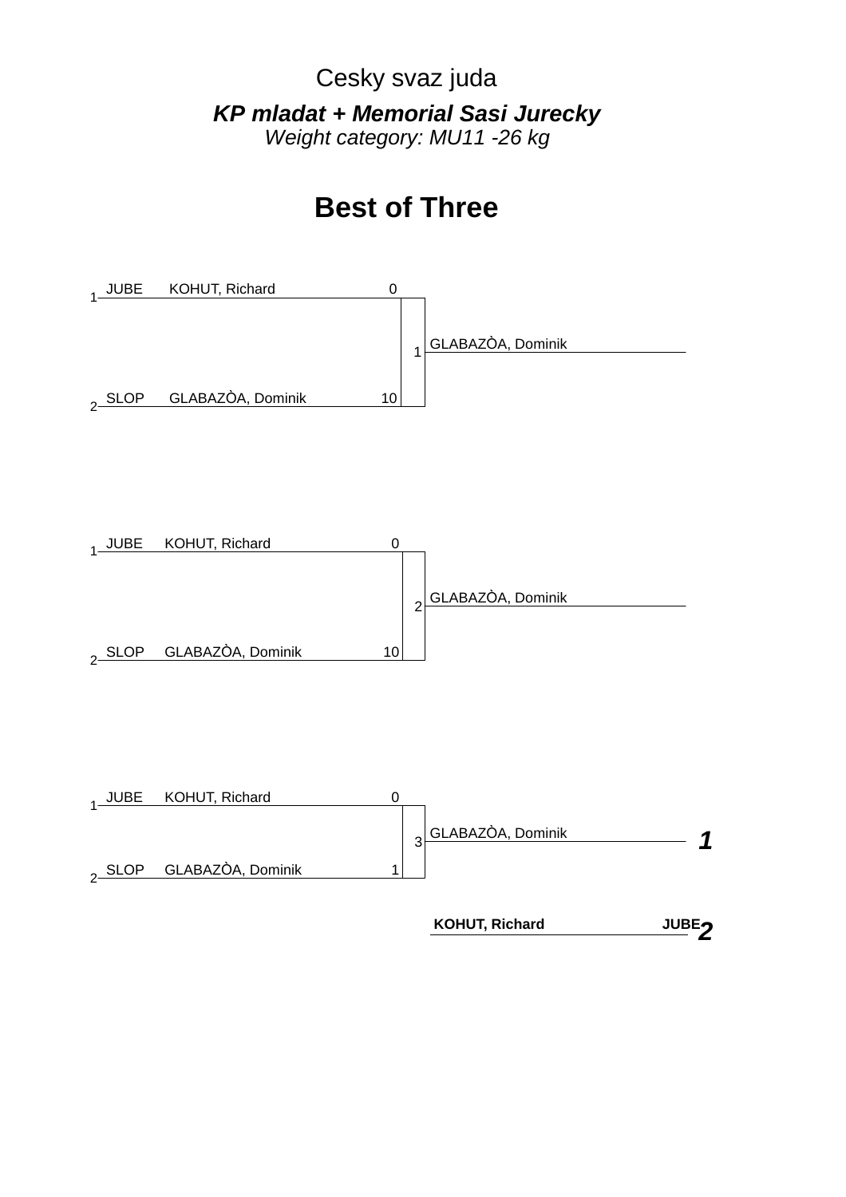Cesky svaz juda

***KP mladat + Memorial Sasi Jurecky***

*Weight category: MU11 -26 kg*

# Best of Three

| | Club | Name | Score | Match | Winner |
|---|---|---|---|---|---|
| 1 | JUBE | KOHUT, Richard | 0 | 1 | GLABAZÒA, Dominik |
| 2 | SLOP | GLABAZÒA, Dominik | 10 | | |

| | Club | Name | Score | Match | Winner |
|---|---|---|---|---|---|
| 1 | JUBE | KOHUT, Richard | 0 | 2 | GLABAZÒA, Dominik |
| 2 | SLOP | GLABAZÒA, Dominik | 10 | | |

| | Club | Name | Score | Match | Winner |
|---|---|---|---|---|---|
| 1 | JUBE | KOHUT, Richard | 0 | 3 | GLABAZÒA, Dominik |
| 2 | SLOP | GLABAZÒA, Dominik | 1 | | |

| Place | Name | Club |
|---|---|---|
| 1 | GLABAZÒA, Dominik | |
| 2 | **KOHUT, Richard** | **JUBE** |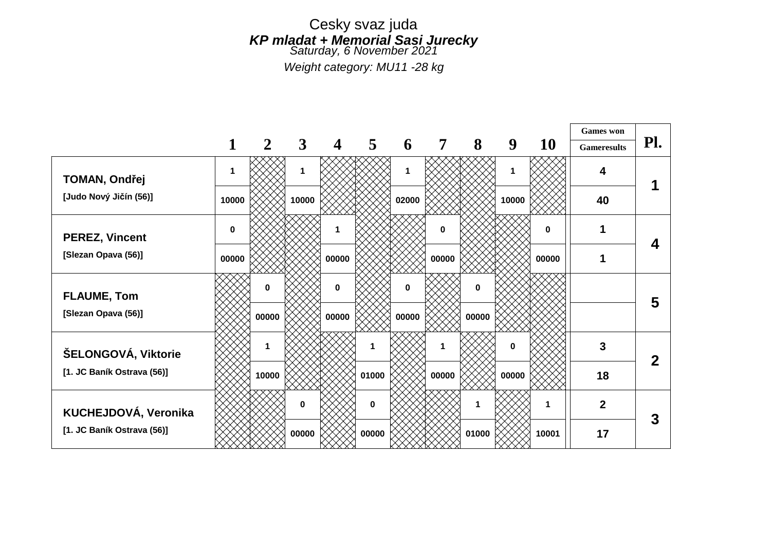# Cesky svaz juda

## *KP mladat + Memorial Sasi Jurecky*

*Saturday, 6 November 2021*

*Weight category: MU11 -28 kg*

| | 1 | 2 | 3 | 4 | 5 | 6 | 7 | 8 | 9 | 10 | Games won / Gameresults | Pl. |
|---|---|---|---|---|---|---|---|---|---|---|---|---|
| **TOMAN, Ondřej** | 1 | | 1 | | | 1 | | | 1 | | 4 | 1 |
| [Judo Nový Jičín (56)] | 10000 | | 10000 | | | 02000 | | | 10000 | | 40 | |
| **PEREZ, Vincent** | 0 | | | 1 | | | 0 | | | 0 | 1 | 4 |
| [Slezan Opava (56)] | 00000 | | | 00000 | | | 00000 | | | 00000 | 1 | |
| **FLAUME, Tom** | | 0 | | 0 | | 0 | | 0 | | | | 5 |
| [Slezan Opava (56)] | | 00000 | | 00000 | | 00000 | | 00000 | | | | |
| **ŠELONGOVÁ, Viktorie** | | 1 | | | 1 | | 1 | | 0 | | 3 | 2 |
| [1. JC Baník Ostrava (56)] | | 10000 | | | 01000 | | 00000 | | 00000 | | 18 | |
| **KUCHEJDOVÁ, Veronika** | | | 0 | | 0 | | | 1 | | 1 | 2 | 3 |
| [1. JC Baník Ostrava (56)] | | | 00000 | | 00000 | | | 01000 | | 10001 | 17 | |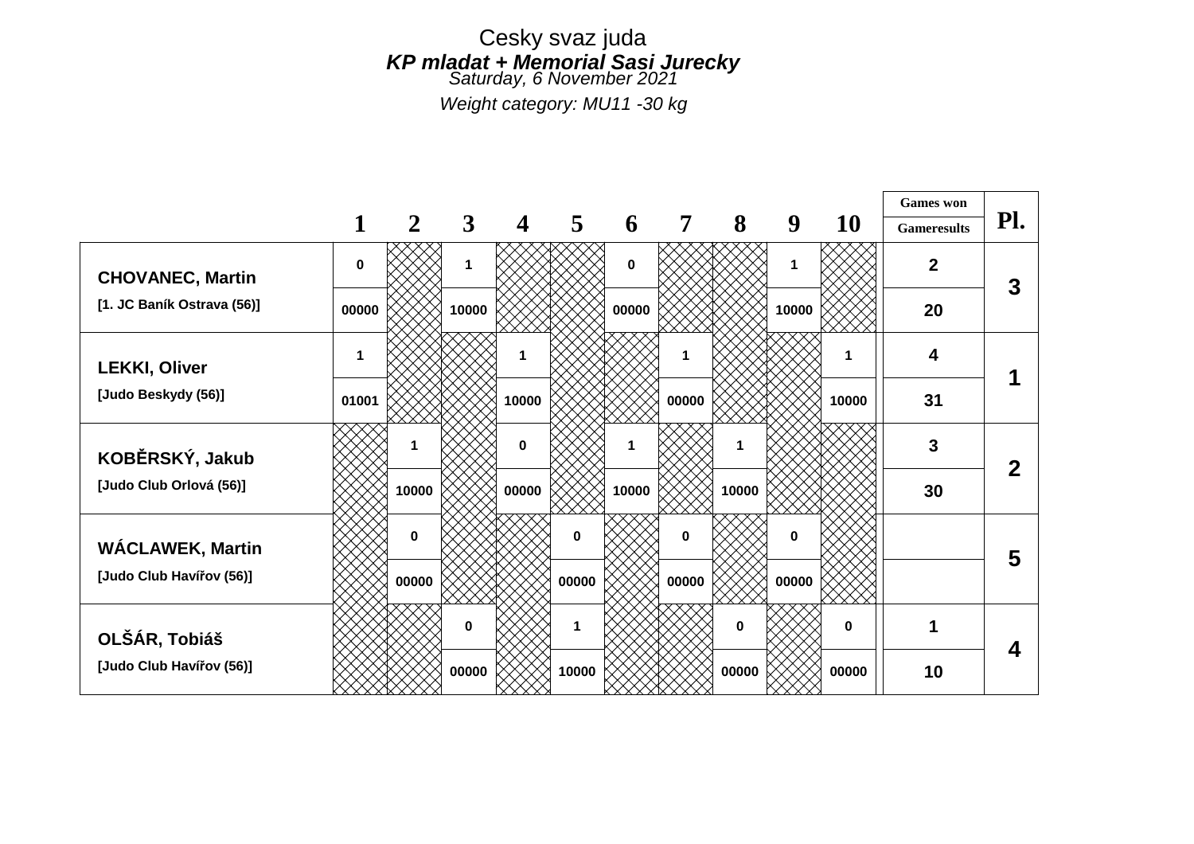Cesky svaz juda

***KP mladat + Memorial Sasi Jurecky***

*Saturday, 6 November 2021*

*Weight category: MU11 -30 kg*

| | 1 | 2 | 3 | 4 | 5 | 6 | 7 | 8 | 9 | 10 | Games won / Gameresults | Pl. |
|---|---|---|---|---|---|---|---|---|---|---|---|---|
| **CHOVANEC, Martin** | 0 | | 1 | | | 0 | | | 1 | | 2 | 3 |
| [1. JC Baník Ostrava (56)] | 00000 | | 10000 | | | 00000 | | | 10000 | | 20 | |
| **LEKKI, Oliver** | 1 | | | 1 | | | 1 | | | 1 | 4 | 1 |
| [Judo Beskydy (56)] | 01001 | | | 10000 | | | 00000 | | | 10000 | 31 | |
| **KOBĚRSKÝ, Jakub** | | 1 | | 0 | | 1 | | 1 | | | 3 | 2 |
| [Judo Club Orlová (56)] | | 10000 | | 00000 | | 10000 | | 10000 | | | 30 | |
| **WÁCLAWEK, Martin** | | 0 | | | 0 | | 0 | | 0 | | | 5 |
| [Judo Club Havířov (56)] | | 00000 | | | 00000 | | 00000 | | 00000 | | | |
| **OLŠÁR, Tobiáš** | | | 0 | | 1 | | | 0 | | 0 | 1 | 4 |
| [Judo Club Havířov (56)] | | | 00000 | | 10000 | | | 00000 | | 00000 | 10 | |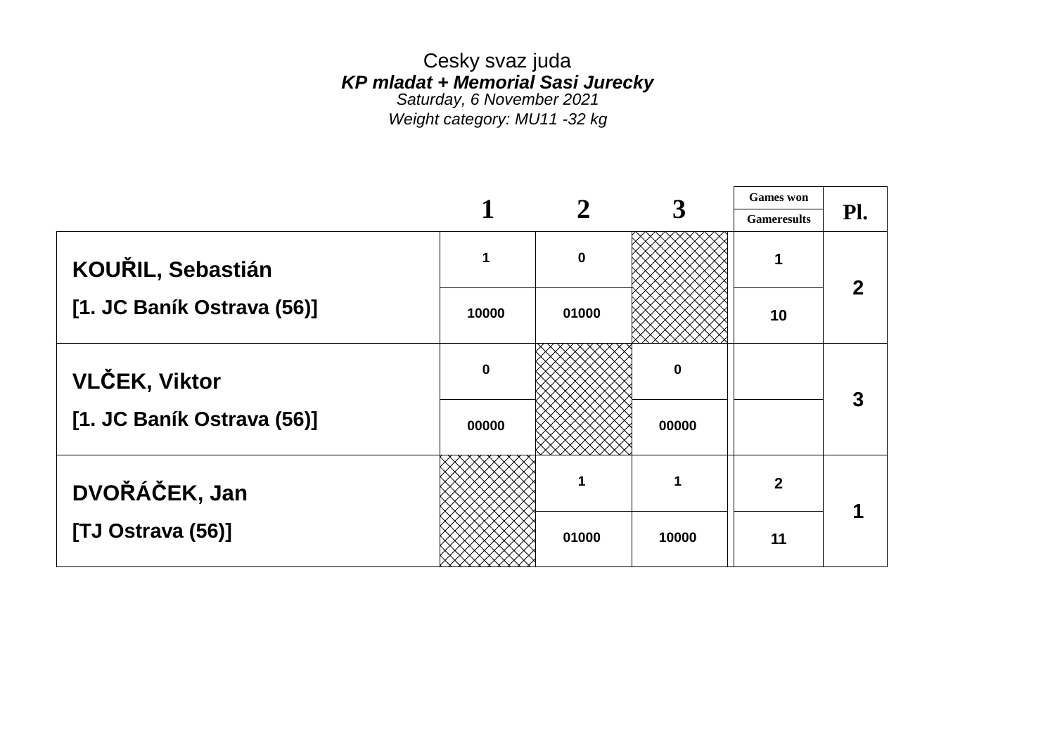Cesky svaz juda

***KP mladat + Memorial Sasi Jurecky***

*Saturday, 6 November 2021*

*Weight category: MU11 -32 kg*

| | 1 | 2 | 3 | Games won / Gameresults | Pl. |
|---|---|---|---|---|---|
| **KOUŘIL, Sebastián** | 1 | 0 | | 1 | 2 |
| **[1. JC Baník Ostrava (56)]** | 10000 | 01000 | | 10 | |
| **VLČEK, Viktor** | 0 | | 0 | | 3 |
| **[1. JC Baník Ostrava (56)]** | 00000 | | 00000 | | |
| **DVOŘÁČEK, Jan** | | 1 | 1 | 2 | 1 |
| **[TJ Ostrava (56)]** | | 01000 | 10000 | 11 | |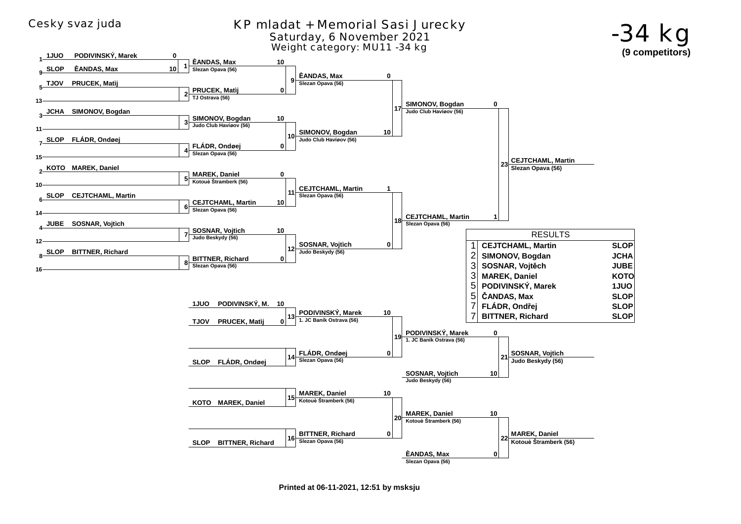Cesky svaz juda

# KP mladat + Memorial Sasi Jurecky

Saturday, 6 November 2021

Weight category: MU11 -34 kg

# -34 kg

**(9 competitors)**

## Main draw

| Seed | Club | Name | Score |
|---|---|---|---|
| 1 | 1JUO | PODIVINSKÝ, Marek | 0 |
| 9 | SLOP | ÈANDAS, Max | 10 |
| 5 | TJOV | PRUCEK, Matìj | |
| 13 | | | |
| 3 | JCHA | SIMONOV, Bogdan | |
| 11 | | | |
| 7 | SLOP | FLÁDR, Ondøej | |
| 15 | | | |
| 2 | KOTO | MAREK, Daniel | |
| 10 | | | |
| 6 | SLOP | CEJTCHAML, Martin | |
| 14 | | | |
| 4 | JUBE | SOSNAR, Vojtìch | |
| 12 | | | |
| 8 | SLOP | BITTNER, Richard | |
| 16 | | | |

| Contest | Competitor | Club | Score |
|---|---|---|---|
| 1 | ÈANDAS, Max | Slezan Opava (56) | 10 |
| 2 | PRUCEK, Matìj | TJ Ostrava (56) | 0 |
| 3 | SIMONOV, Bogdan | Judo Club Havíøov (56) | 10 |
| 4 | FLÁDR, Ondøej | Slezan Opava (56) | 0 |
| 5 | MAREK, Daniel | Kotouè Štramberk (56) | 0 |
| 6 | CEJTCHAML, Martin | Slezan Opava (56) | 10 |
| 7 | SOSNAR, Vojtìch | Judo Beskydy (56) | 10 |
| 8 | BITTNER, Richard | Slezan Opava (56) | 0 |
| 9 | ÈANDAS, Max | Slezan Opava (56) | 0 |
| 10 | SIMONOV, Bogdan | Judo Club Havíøov (56) | 10 |
| 11 | CEJTCHAML, Martin | Slezan Opava (56) | 1 |
| 12 | SOSNAR, Vojtìch | Judo Beskydy (56) | 0 |
| 17 | SIMONOV, Bogdan | Judo Club Havíøov (56) | 0 |
| 18 | CEJTCHAML, Martin | Slezan Opava (56) | 1 |
| 23 | CEJTCHAML, Martin | Slezan Opava (56) | |

## Repechage

| Contest | Club | Name | Score |
|---|---|---|---|
| 13 | 1JUO | PODIVINSKÝ, M. | 10 |
| 13 | TJOV | PRUCEK, Matìj | 0 |
| 14 | SLOP | FLÁDR, Ondøej | |
| 15 | KOTO | MAREK, Daniel | |
| 16 | SLOP | BITTNER, Richard | |

| Contest | Competitor | Club | Score |
|---|---|---|---|
| 13 | PODIVINSKÝ, Marek | 1. JC Baník Ostrava (56) | 10 |
| 14 | FLÁDR, Ondøej | Slezan Opava (56) | 0 |
| 15 | MAREK, Daniel | Kotouè Štramberk (56) | 10 |
| 16 | BITTNER, Richard | Slezan Opava (56) | 0 |
| 19 | PODIVINSKÝ, Marek | 1. JC Baník Ostrava (56) | 0 |
| 19 | SOSNAR, Vojtìch | Judo Beskydy (56) | 10 |
| 20 | MAREK, Daniel | Kotouè Štramberk (56) | 10 |
| 20 | ÈANDAS, Max | Slezan Opava (56) | 0 |
| 21 | SOSNAR, Vojtìch | Judo Beskydy (56) | |
| 22 | MAREK, Daniel | Kotouè Štramberk (56) | |

## RESULTS

| Place | Name | Club |
|---|---|---|
| 1 | CEJTCHAML, Martin | SLOP |
| 2 | SIMONOV, Bogdan | JCHA |
| 3 | SOSNAR, Vojtěch | JUBE |
| 3 | MAREK, Daniel | KOTO |
| 5 | PODIVINSKÝ, Marek | 1JUO |
| 5 | ČANDAS, Max | SLOP |
| 7 | FLÁDR, Ondřej | SLOP |
| 7 | BITTNER, Richard | SLOP |

**Printed at 06-11-2021, 12:51 by msksju**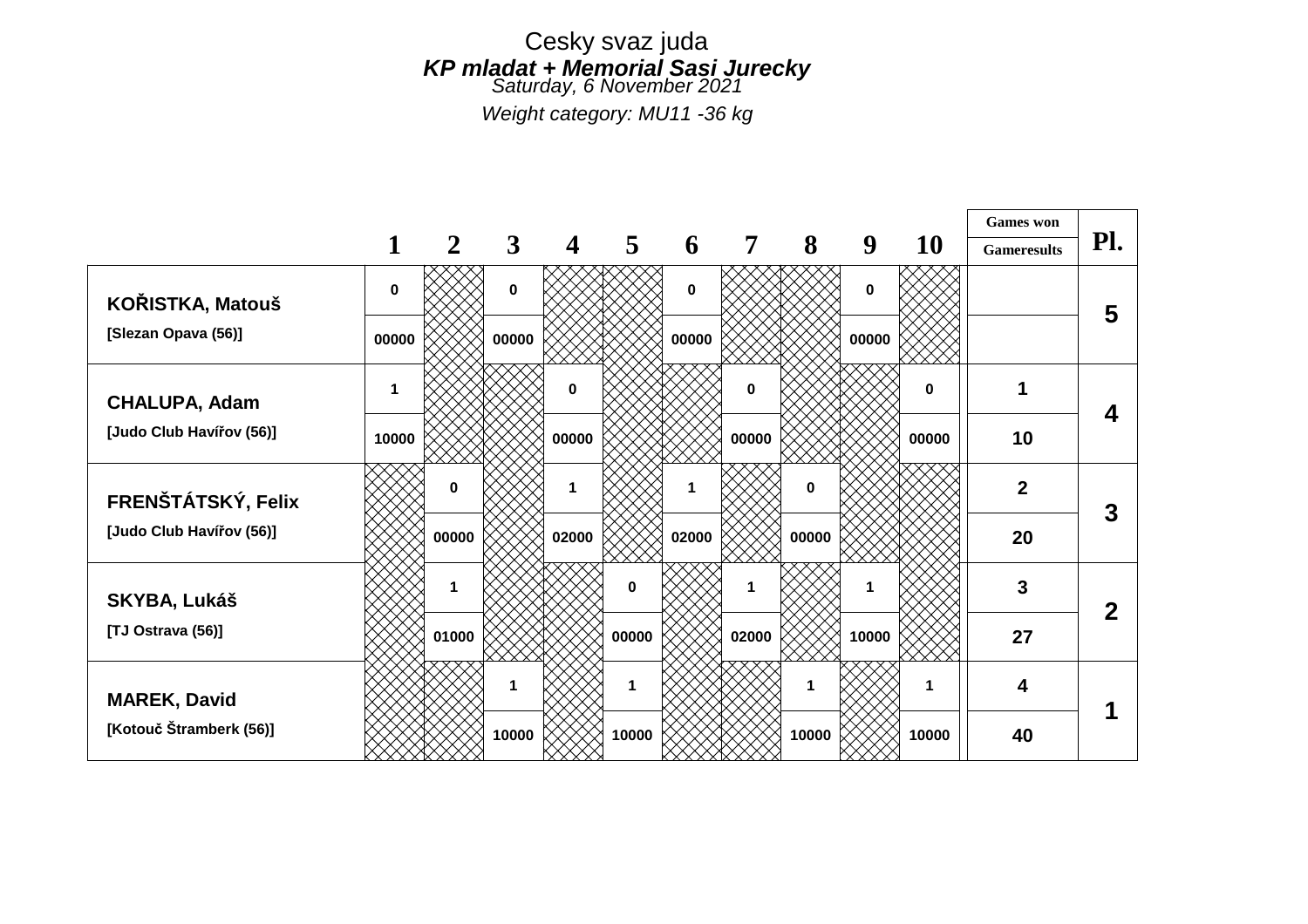Cesky svaz juda

***KP mladat + Memorial Sasi Jurecky***

*Saturday, 6 November 2021*

*Weight category: MU11 -36 kg*

| | 1 | 2 | 3 | 4 | 5 | 6 | 7 | 8 | 9 | 10 | Games won / Gameresults | Pl. |
|---|---|---|---|---|---|---|---|---|---|---|---|---|
| **KOŘISTKA, Matouš** | 0 | | 0 | | | 0 | | | 0 | | | 5 |
| **[Slezan Opava (56)]** | 00000 | | 00000 | | | 00000 | | | 00000 | | | |
| **CHALUPA, Adam** | 1 | | | 0 | | | 0 | | | 0 | 1 | 4 |
| **[Judo Club Havířov (56)]** | 10000 | | | 00000 | | | 00000 | | | 00000 | 10 | |
| **FRENŠTÁTSKÝ, Felix** | | 0 | | 1 | | 1 | | 0 | | | 2 | 3 |
| **[Judo Club Havířov (56)]** | | 00000 | | 02000 | | 02000 | | 00000 | | | 20 | |
| **SKYBA, Lukáš** | | 1 | | | 0 | | 1 | | 1 | | 3 | 2 |
| **[TJ Ostrava (56)]** | | 01000 | | | 00000 | | 02000 | | 10000 | | 27 | |
| **MAREK, David** | | | 1 | | 1 | | | 1 | | 1 | 4 | 1 |
| **[Kotouč Štramberk (56)]** | | | 10000 | | 10000 | | | 10000 | | 10000 | 40 | |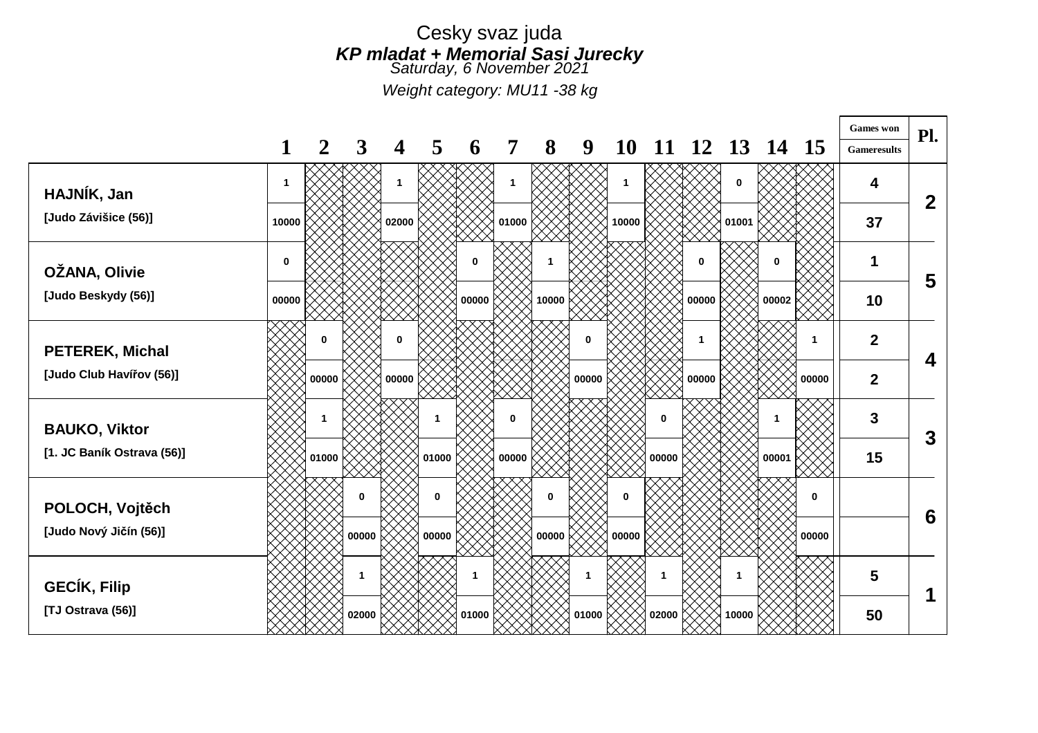# Cesky svaz juda

## *KP mladat + Memorial Sasi Jurecky*

*Saturday, 6 November 2021*

*Weight category: MU11 -38 kg*

| | 1 | 2 | 3 | 4 | 5 | 6 | 7 | 8 | 9 | 10 | 11 | 12 | 13 | 14 | 15 | Games won / Gameresults | Pl. |
|---|---|---|---|---|---|---|---|---|---|---|---|---|---|---|---|---|---|
| **HAJNÍK, Jan** | 1 | | | 1 | | | 1 | | | 1 | | | 0 | | | 4 | 2 |
| [Judo Závišice (56)] | 10000 | | | 02000 | | | 01000 | | | 10000 | | | 01001 | | | 37 | |
| **OŽANA, Olivie** | 0 | | | | | 0 | | 1 | | | | 0 | | 0 | | 1 | 5 |
| [Judo Beskydy (56)] | 00000 | | | | | 00000 | | 10000 | | | | 00000 | | 00002 | | 10 | |
| **PETEREK, Michal** | | 0 | | 0 | | | | | 0 | | | 1 | | | 1 | 2 | 4 |
| [Judo Club Havířov (56)] | | 00000 | | 00000 | | | | | 00000 | | | 00000 | | | 00000 | 2 | |
| **BAUKO, Viktor** | | 1 | | | 1 | | 0 | | | | 0 | | | 1 | | 3 | 3 |
| [1. JC Baník Ostrava (56)] | | 01000 | | | 01000 | | 00000 | | | | 00000 | | | 00001 | | 15 | |
| **POLOCH, Vojtěch** | | | 0 | | 0 | | | 0 | | 0 | | | | | 0 | | 6 |
| [Judo Nový Jičín (56)] | | | 00000 | | 00000 | | | 00000 | | 00000 | | | | | 00000 | | |
| **GECÍK, Filip** | | | 1 | | | 1 | | | 1 | | 1 | | 1 | | | 5 | 1 |
| [TJ Ostrava (56)] | | | 02000 | | | 01000 | | | 01000 | | 02000 | | 10000 | | | 50 | |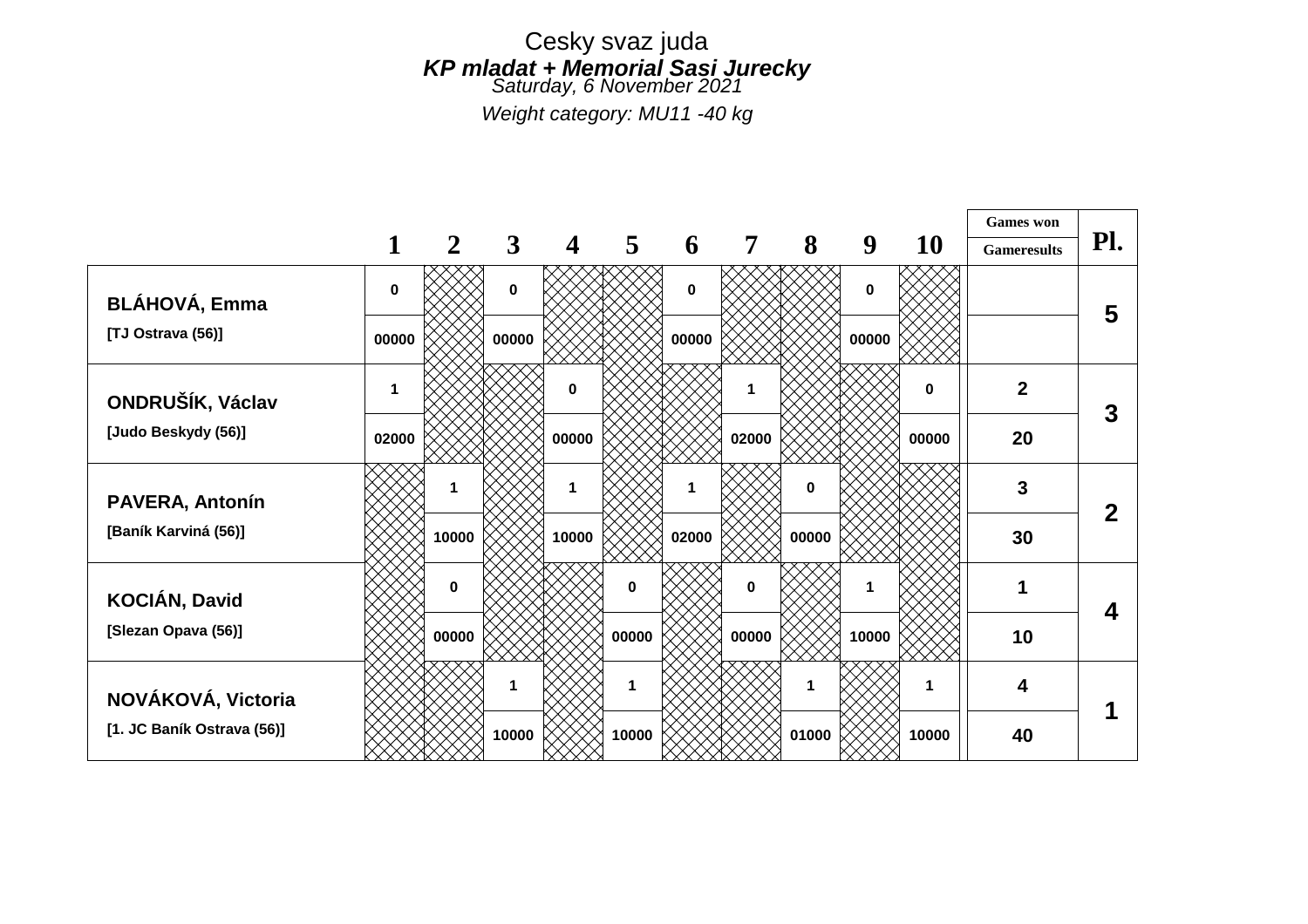Cesky svaz juda

***KP mladat + Memorial Sasi Jurecky***

*Saturday, 6 November 2021*

*Weight category: MU11 -40 kg*

| | 1 | 2 | 3 | 4 | 5 | 6 | 7 | 8 | 9 | 10 | Games won / Gameresults | Pl. |
|---|---|---|---|---|---|---|---|---|---|---|---|---|
| **BLÁHOVÁ, Emma** | 0 | | 0 | | | 0 | | | 0 | | | 5 |
| **[TJ Ostrava (56)]** | 00000 | | 00000 | | | 00000 | | | 00000 | | | |
| **ONDRUŠÍK, Václav** | 1 | | | 0 | | | 1 | | | 0 | 2 | 3 |
| **[Judo Beskydy (56)]** | 02000 | | | 00000 | | | 02000 | | | 00000 | 20 | |
| **PAVERA, Antonín** | | 1 | | 1 | | 1 | | 0 | | | 3 | 2 |
| **[Baník Karviná (56)]** | | 10000 | | 10000 | | 02000 | | 00000 | | | 30 | |
| **KOCIÁN, David** | | 0 | | | 0 | | 0 | | 1 | | 1 | 4 |
| **[Slezan Opava (56)]** | | 00000 | | | 00000 | | 00000 | | 10000 | | 10 | |
| **NOVÁKOVÁ, Victoria** | | | 1 | | 1 | | | 1 | | 1 | 4 | 1 |
| **[1. JC Baník Ostrava (56)]** | | | 10000 | | 10000 | | | 01000 | | 10000 | 40 | |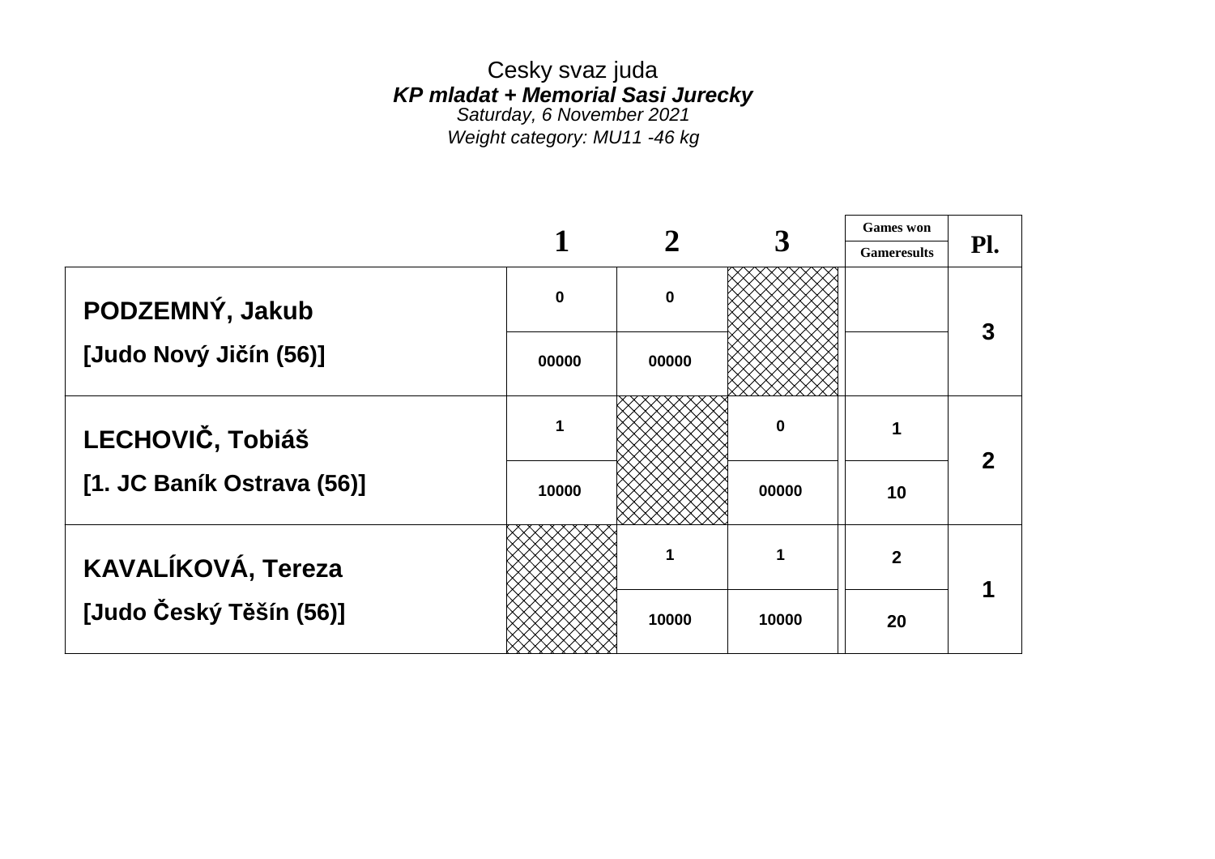Cesky svaz juda

***KP mladat + Memorial Sasi Jurecky***

*Saturday, 6 November 2021*

*Weight category: MU11 -46 kg*

| | 1 | 2 | 3 | Games won / Gameresults | Pl. |
|---|---|---|---|---|---|
| **PODZEMNÝ, Jakub** | 0 | 0 | | | 3 |
| **[Judo Nový Jičín (56)]** | 00000 | 00000 | | | |
| **LECHOVIČ, Tobiáš** | 1 | | 0 | 1 | 2 |
| **[1. JC Baník Ostrava (56)]** | 10000 | | 00000 | 10 | |
| **KAVALÍKOVÁ, Tereza** | | 1 | 1 | 2 | 1 |
| **[Judo Český Těšín (56)]** | | 10000 | 10000 | 20 | |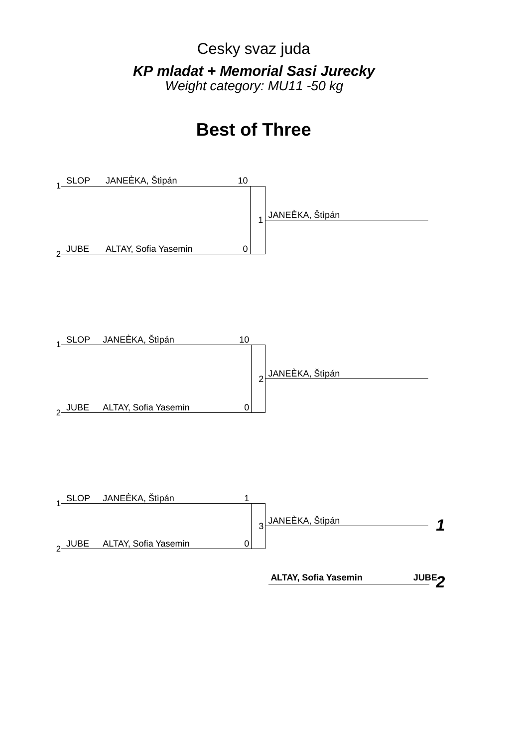Cesky svaz juda

***KP mladat + Memorial Sasi Jurecky***
*Weight category: MU11 -50 kg*

# Best of Three

**Match 1**

| # | Club | Name | Score |
|---|---|---|---|
| 1 | SLOP | JANEÈKA, Štìpán | 10 |
| 2 | JUBE | ALTAY, Sofia Yasemin | 0 |

Winner: JANEÈKA, Štìpán

**Match 2**

| # | Club | Name | Score |
|---|---|---|---|
| 1 | SLOP | JANEÈKA, Štìpán | 10 |
| 2 | JUBE | ALTAY, Sofia Yasemin | 0 |

Winner: JANEÈKA, Štìpán

**Match 3**

| # | Club | Name | Score |
|---|---|---|---|
| 1 | SLOP | JANEÈKA, Štìpán | 1 |
| 2 | JUBE | ALTAY, Sofia Yasemin | 0 |

Winner: JANEÈKA, Štìpán

**Final ranking**

| Place | Name | Club |
|---|---|---|
| 1 | JANEÈKA, Štìpán | |
| 2 | **ALTAY, Sofia Yasemin** | **JUBE** |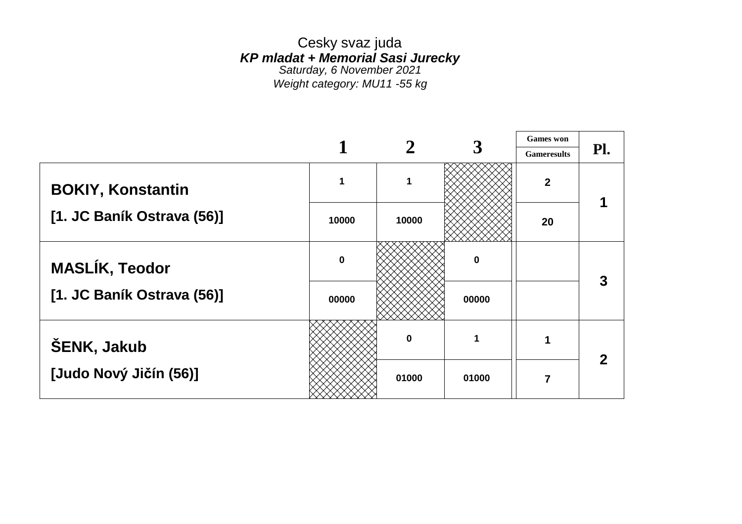Cesky svaz juda

***KP mladat + Memorial Sasi Jurecky***

*Saturday, 6 November 2021*

*Weight category: MU11 -55 kg*

| | 1 | 2 | 3 | Games won / Gameresults | Pl. |
|---|---|---|---|---|---|
| **BOKIY, Konstantin** [1. JC Baník Ostrava (56)] | 1 | 1 | | 2 | 1 |
| | 10000 | 10000 | | 20 | |
| **MASLÍK, Teodor** [1. JC Baník Ostrava (56)] | 0 | | 0 | | 3 |
| | 00000 | | 00000 | | |
| **ŠENK, Jakub** [Judo Nový Jičín (56)] | | 0 | 1 | 1 | 2 |
| | | 01000 | 01000 | 7 | |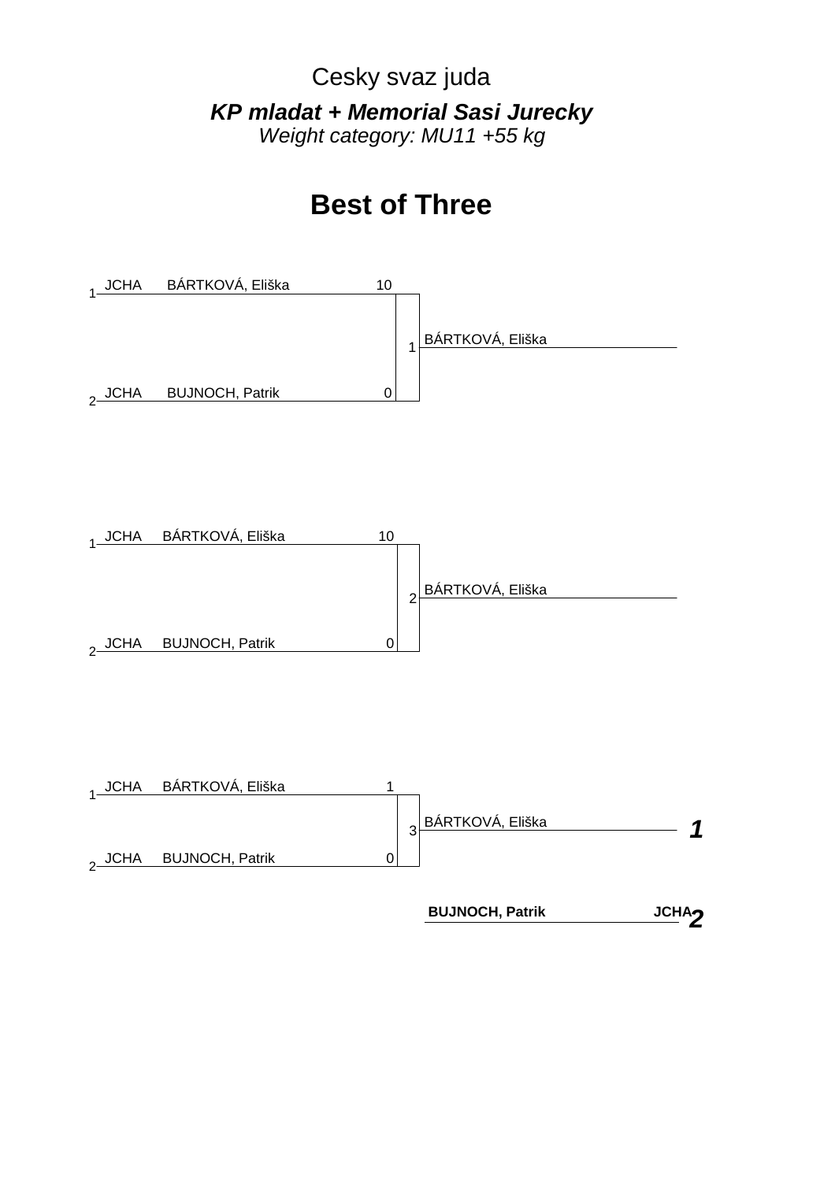Cesky svaz juda

***KP mladat + Memorial Sasi Jurecky***

*Weight category: MU11 +55 kg*

# Best of Three

| | Club | Name | Score | Match | Winner |
|---|---|---|---|---|---|
| 1 | JCHA | BÁRTKOVÁ, Eliška | 10 | 1 | BÁRTKOVÁ, Eliška |
| 2 | JCHA | BUJNOCH, Patrik | 0 | | |

| | Club | Name | Score | Match | Winner |
|---|---|---|---|---|---|
| 1 | JCHA | BÁRTKOVÁ, Eliška | 10 | 2 | BÁRTKOVÁ, Eliška |
| 2 | JCHA | BUJNOCH, Patrik | 0 | | |

| | Club | Name | Score | Match | Winner |
|---|---|---|---|---|---|
| 1 | JCHA | BÁRTKOVÁ, Eliška | 1 | 3 | BÁRTKOVÁ, Eliška |
| 2 | JCHA | BUJNOCH, Patrik | 0 | | |

| Place | Name | Club |
|---|---|---|
| *1* | BÁRTKOVÁ, Eliška | |
| *2* | **BUJNOCH, Patrik** | **JCHA** |